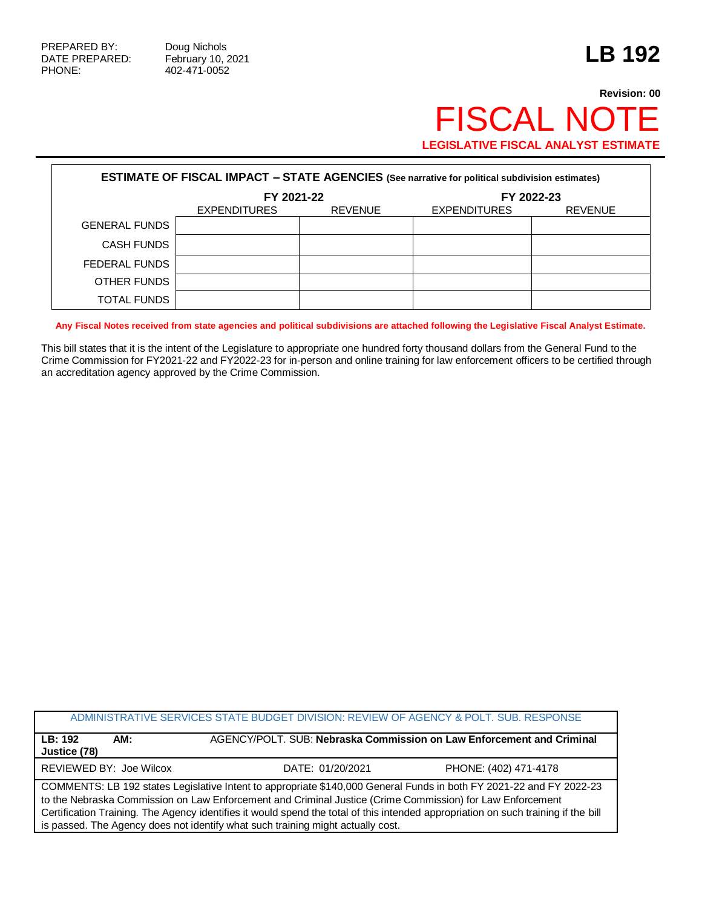PREPARED BY: Doug Nichols
DATE PREPARED: February 10, 2021
PHONE: 402-471-0052

# LB 192

**Revision: 00**

# FISCAL NOTE

**LEGISLATIVE FISCAL ANALYST ESTIMATE**

| **ESTIMATE OF FISCAL IMPACT – STATE AGENCIES (See narrative for political subdivision estimates)** | | | | |
|---|---|---|---|---|
| | FY 2021-22 | | FY 2022-23 | |
| | EXPENDITURES | REVENUE | EXPENDITURES | REVENUE |
| GENERAL FUNDS | | | | |
| CASH FUNDS | | | | |
| FEDERAL FUNDS | | | | |
| OTHER FUNDS | | | | |
| TOTAL FUNDS | | | | |

**Any Fiscal Notes received from state agencies and political subdivisions are attached following the Legislative Fiscal Analyst Estimate.**

This bill states that it is the intent of the Legislature to appropriate one hundred forty thousand dollars from the General Fund to the Crime Commission for FY2021-22 and FY2022-23 for in-person and online training for law enforcement officers to be certified through an accreditation agency approved by the Crime Commission.

| ADMINISTRATIVE SERVICES STATE BUDGET DIVISION: REVIEW OF AGENCY & POLT. SUB. RESPONSE | | |
|---|---|---|
| **LB: 192** **AM:** | AGENCY/POLT. SUB: **Nebraska Commission on Law Enforcement and Criminal Justice (78)** | |
| REVIEWED BY: Joe Wilcox | DATE: 01/20/2021 | PHONE: (402) 471-4178 |
| COMMENTS: LB 192 states Legislative Intent to appropriate $140,000 General Funds in both FY 2021-22 and FY 2022-23 to the Nebraska Commission on Law Enforcement and Criminal Justice (Crime Commission) for Law Enforcement Certification Training. The Agency identifies it would spend the total of this intended appropriation on such training if the bill is passed. The Agency does not identify what such training might actually cost. | | |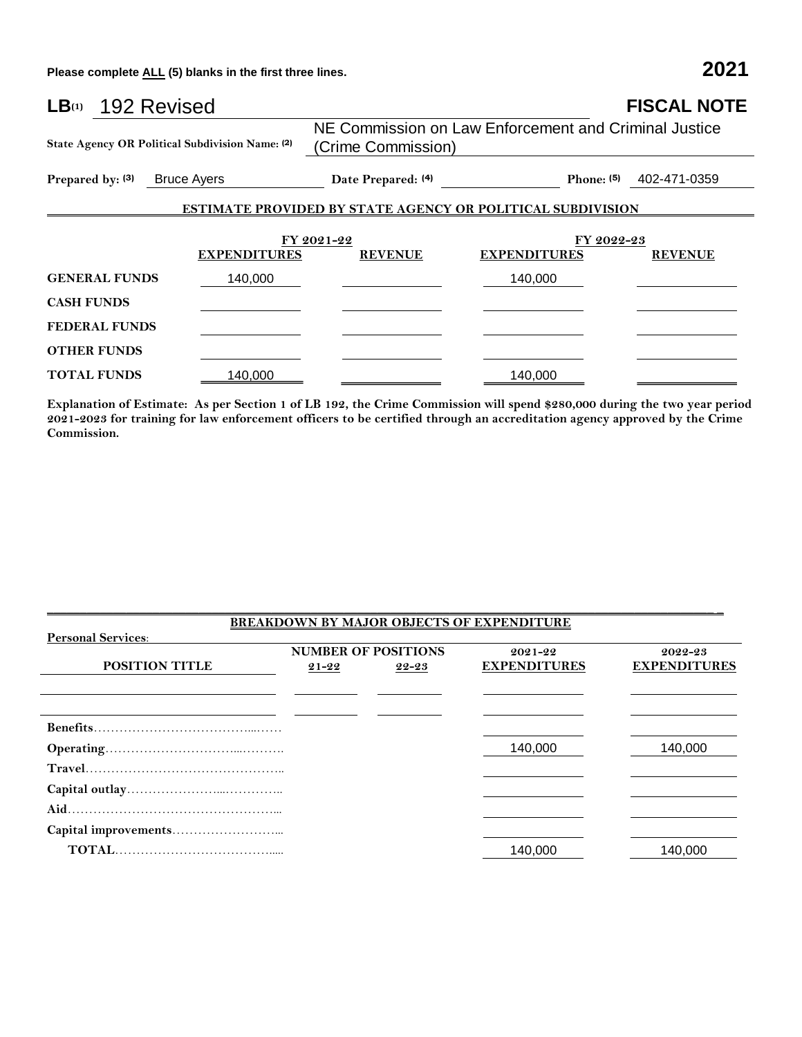Please complete ALL (5) blanks in the first three lines. **2021**

**LB**(1) 192 Revised **FISCAL NOTE**

**State Agency OR Political Subdivision Name:** (2) NE Commission on Law Enforcement and Criminal Justice (Crime Commission)

**Prepared by:** (3) Bruce Ayers **Date Prepared:** (4) **Phone:** (5) 402-471-0359

## ESTIMATE PROVIDED BY STATE AGENCY OR POLITICAL SUBDIVISION

| | FY 2021-22 | | FY 2022-23 | |
|---|---|---|---|---|
| | **EXPENDITURES** | **REVENUE** | **EXPENDITURES** | **REVENUE** |
| **GENERAL FUNDS** | 140,000 | | 140,000 | |
| **CASH FUNDS** | | | | |
| **FEDERAL FUNDS** | | | | |
| **OTHER FUNDS** | | | | |
| **TOTAL FUNDS** | 140,000 | | 140,000 | |

**Explanation of Estimate: As per Section 1 of LB 192, the Crime Commission will spend $280,000 during the two year period 2021-2023 for training for law enforcement officers to be certified through an accreditation agency approved by the Crime Commission.**

## BREAKDOWN BY MAJOR OBJECTS OF EXPENDITURE

**Personal Services:**

| POSITION TITLE | NUMBER OF POSITIONS 21-22 | NUMBER OF POSITIONS 22-23 | 2021-22 EXPENDITURES | 2022-23 EXPENDITURES |
|---|---|---|---|---|
| | | | | |
| | | | | |
| **Benefits** | | | | |
| **Operating** | | | 140,000 | 140,000 |
| **Travel** | | | | |
| **Capital outlay** | | | | |
| **Aid** | | | | |
| **Capital improvements** | | | | |
| **TOTAL** | | | 140,000 | 140,000 |